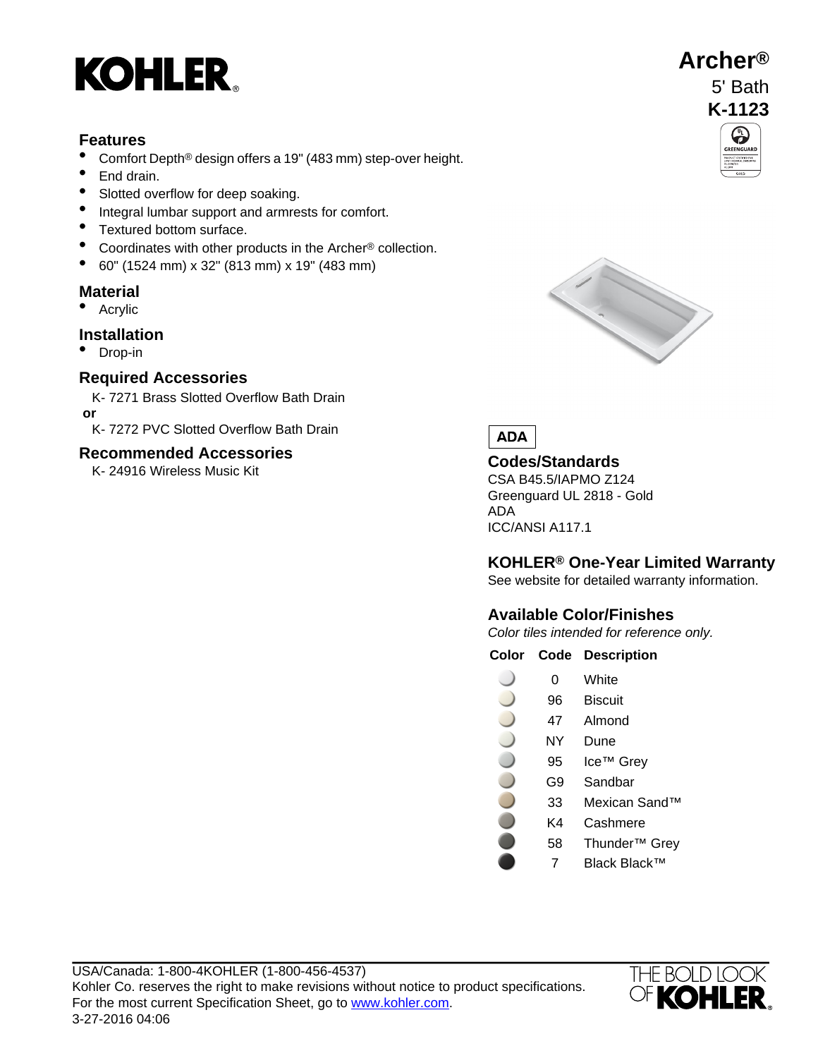# KOHLER®

# Archer®

5' Bath

**K-1123**

## Features

- Comfort Depth® design offers a 19" (483 mm) step-over height.
- End drain.
- Slotted overflow for deep soaking.
- Integral lumbar support and armrests for comfort.
- Textured bottom surface.
- Coordinates with other products in the Archer® collection.
- 60" (1524 mm) x 32" (813 mm) x 19" (483 mm)

## Material

- Acrylic

## Installation

- Drop-in

## Required Accessories

K- 7271 Brass Slotted Overflow Bath Drain

**or**

K- 7272 PVC Slotted Overflow Bath Drain

## Recommended Accessories

K- 24916 Wireless Music Kit

**ADA**

## Codes/Standards

CSA B45.5/IAPMO Z124
Greenguard UL 2818 - Gold
ADA
ICC/ANSI A117.1

## KOHLER® One-Year Limited Warranty

See website for detailed warranty information.

## Available Color/Finishes

*Color tiles intended for reference only.*

| Color | Code | Description |
|---|---|---|
| | 0 | White |
| | 96 | Biscuit |
| | 47 | Almond |
| | NY | Dune |
| | 95 | Ice™ Grey |
| | G9 | Sandbar |
| | 33 | Mexican Sand™ |
| | K4 | Cashmere |
| | 58 | Thunder™ Grey |
| | 7 | Black Black™ |

USA/Canada: 1-800-4KOHLER (1-800-456-4537)
Kohler Co. reserves the right to make revisions without notice to product specifications.
For the most current Specification Sheet, go to www.kohler.com.
3-27-2016 04:06

THE BOLD LOOK OF KOHLER®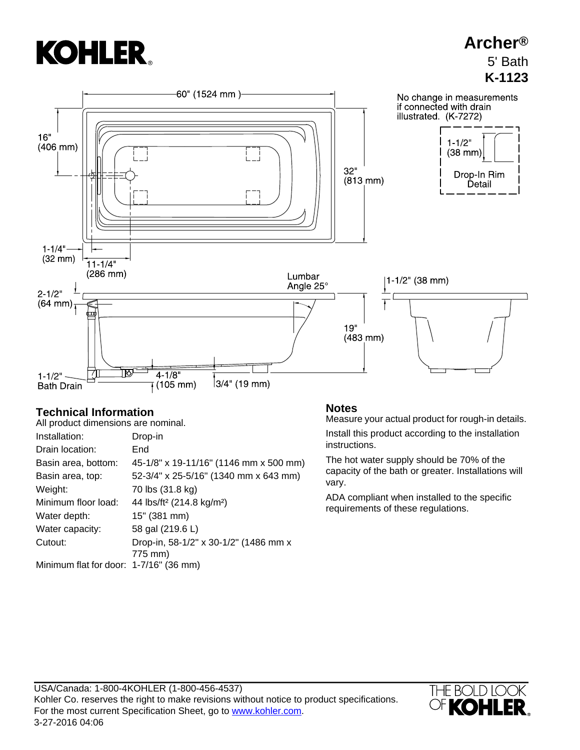# KOHLER

**Archer®**
5' Bath
**K-1123**

60" (1524 mm )

No change in measurements if connected with drain illustrated. (K-7272)

16" (406 mm)

32" (813 mm)

1-1/2" (38 mm)

Drop-In Rim Detail

1-1/4" (32 mm)

11-1/4" (286 mm)

Lumbar Angle 25°

1-1/2" (38 mm)

2-1/2" (64 mm)

19" (483 mm)

1-1/2" Bath Drain

4-1/8" (105 mm)

3/4" (19 mm)

## Technical Information

All product dimensions are nominal.

| | |
|---|---|
| Installation: | Drop-in |
| Drain location: | End |
| Basin area, bottom: | 45-1/8" x 19-11/16" (1146 mm x 500 mm) |
| Basin area, top: | 52-3/4" x 25-5/16" (1340 mm x 643 mm) |
| Weight: | 70 lbs (31.8 kg) |
| Minimum floor load: | 44 lbs/ft² (214.8 kg/m²) |
| Water depth: | 15" (381 mm) |
| Water capacity: | 58 gal (219.6 L) |
| Cutout: | Drop-in, 58-1/2" x 30-1/2" (1486 mm x 775 mm) |
| Minimum flat for door: | 1-7/16" (36 mm) |

## Notes

Measure your actual product for rough-in details.

Install this product according to the installation instructions.

The hot water supply should be 70% of the capacity of the bath or greater. Installations will vary.

ADA compliant when installed to the specific requirements of these regulations.

USA/Canada: 1-800-4KOHLER (1-800-456-4537)
Kohler Co. reserves the right to make revisions without notice to product specifications.
For the most current Specification Sheet, go to www.kohler.com.
3-27-2016 04:06

THE BOLD LOOK OF KOHLER